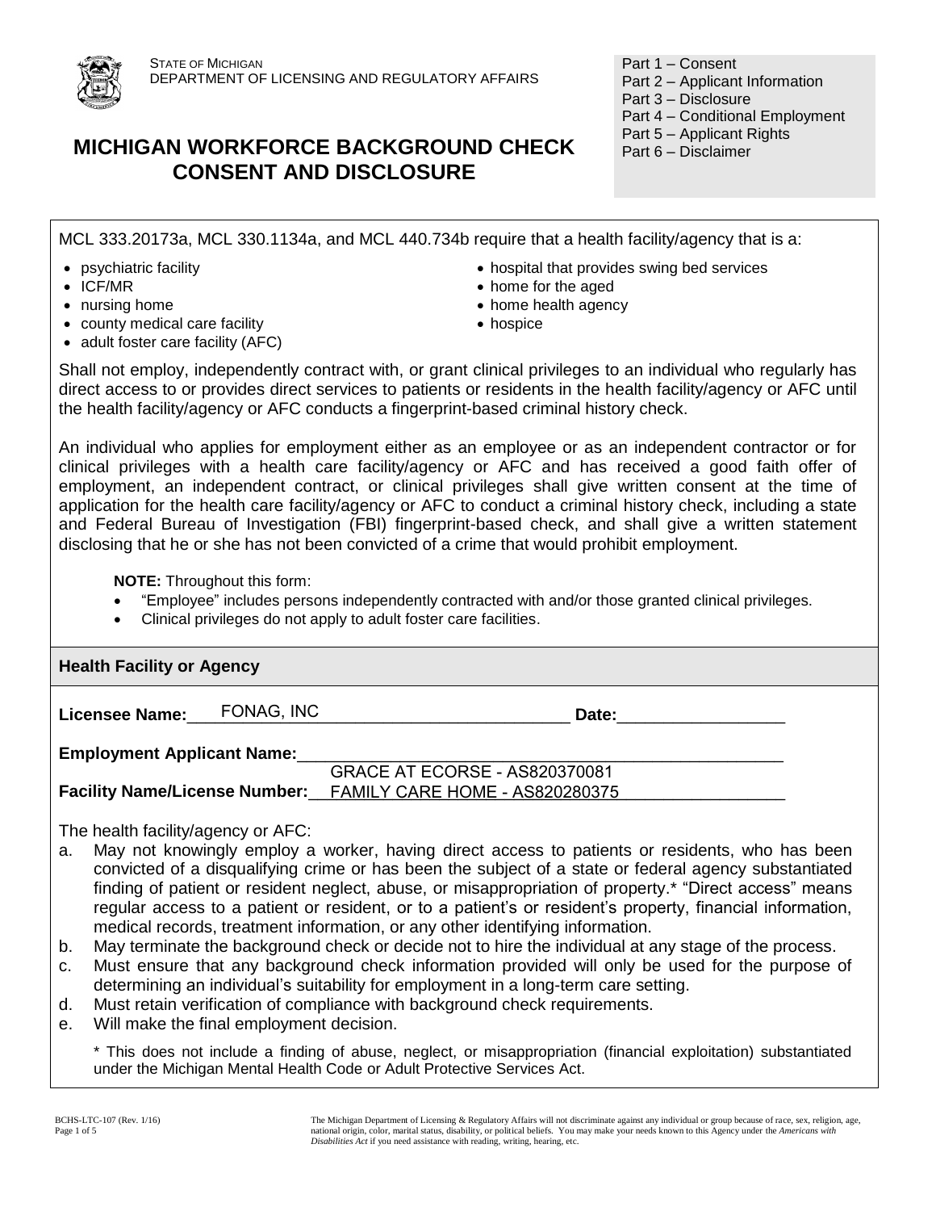STATE OF MICHIGAN
DEPARTMENT OF LICENSING AND REGULATORY AFFAIRS

# MICHIGAN WORKFORCE BACKGROUND CHECK CONSENT AND DISCLOSURE

Part 1 – Consent
Part 2 – Applicant Information
Part 3 – Disclosure
Part 4 – Conditional Employment
Part 5 – Applicant Rights
Part 6 – Disclaimer

MCL 333.20173a, MCL 330.1134a, and MCL 440.734b require that a health facility/agency that is a:

- psychiatric facility
- ICF/MR
- nursing home
- county medical care facility
- adult foster care facility (AFC)
- hospital that provides swing bed services
- home for the aged
- home health agency
- hospice

Shall not employ, independently contract with, or grant clinical privileges to an individual who regularly has direct access to or provides direct services to patients or residents in the health facility/agency or AFC until the health facility/agency or AFC conducts a fingerprint-based criminal history check.

An individual who applies for employment either as an employee or as an independent contractor or for clinical privileges with a health care facility/agency or AFC and has received a good faith offer of employment, an independent contract, or clinical privileges shall give written consent at the time of application for the health care facility/agency or AFC to conduct a criminal history check, including a state and Federal Bureau of Investigation (FBI) fingerprint-based check, and shall give a written statement disclosing that he or she has not been convicted of a crime that would prohibit employment.

**NOTE:** Throughout this form:

- "Employee" includes persons independently contracted with and/or those granted clinical privileges.
- Clinical privileges do not apply to adult foster care facilities.

## Health Facility or Agency

**Licensee Name:** FONAG, INC **Date:** ________________

**Employment Applicant Name:** ________________________________

**Facility Name/License Number:** GRACE AT ECORSE - AS820370081
FAMILY CARE HOME - AS820280375

The health facility/agency or AFC:

a. May not knowingly employ a worker, having direct access to patients or residents, who has been convicted of a disqualifying crime or has been the subject of a state or federal agency substantiated finding of patient or resident neglect, abuse, or misappropriation of property.* "Direct access" means regular access to a patient or resident, or to a patient's or resident's property, financial information, medical records, treatment information, or any other identifying information.
b. May terminate the background check or decide not to hire the individual at any stage of the process.
c. Must ensure that any background check information provided will only be used for the purpose of determining an individual's suitability for employment in a long-term care setting.
d. Must retain verification of compliance with background check requirements.
e. Will make the final employment decision.

\* This does not include a finding of abuse, neglect, or misappropriation (financial exploitation) substantiated under the Michigan Mental Health Code or Adult Protective Services Act.

BCHS-LTC-107 (Rev. 1/16)

The Michigan Department of Licensing & Regulatory Affairs will not discriminate against any individual or group because of race, sex, religion, age, national origin, color, marital status, disability, or political beliefs. You may make your needs known to this Agency under the *Americans with Disabilities Act* if you need assistance with reading, writing, hearing, etc.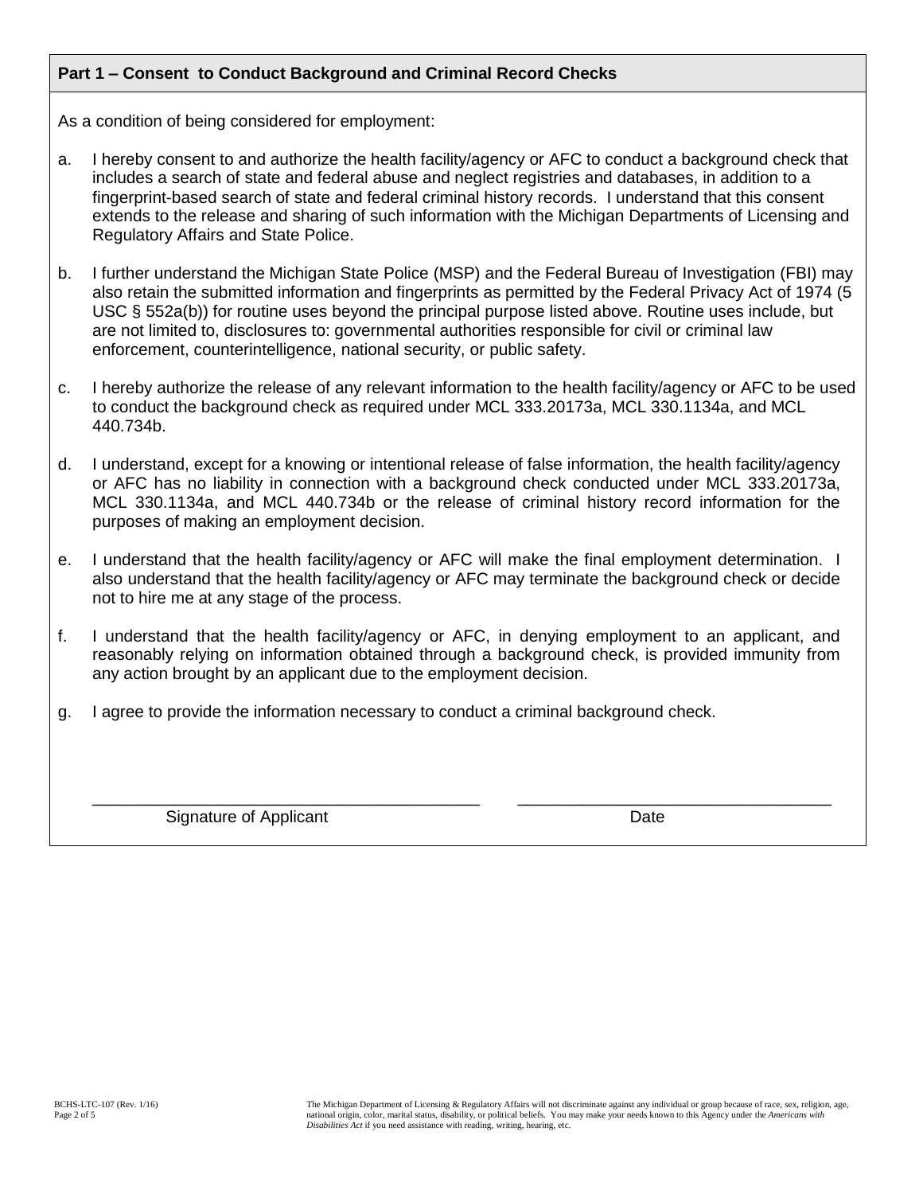## Part 1 – Consent to Conduct Background and Criminal Record Checks

As a condition of being considered for employment:

a. I hereby consent to and authorize the health facility/agency or AFC to conduct a background check that includes a search of state and federal abuse and neglect registries and databases, in addition to a fingerprint-based search of state and federal criminal history records. I understand that this consent extends to the release and sharing of such information with the Michigan Departments of Licensing and Regulatory Affairs and State Police.

b. I further understand the Michigan State Police (MSP) and the Federal Bureau of Investigation (FBI) may also retain the submitted information and fingerprints as permitted by the Federal Privacy Act of 1974 (5 USC § 552a(b)) for routine uses beyond the principal purpose listed above. Routine uses include, but are not limited to, disclosures to: governmental authorities responsible for civil or criminal law enforcement, counterintelligence, national security, or public safety.

c. I hereby authorize the release of any relevant information to the health facility/agency or AFC to be used to conduct the background check as required under MCL 333.20173a, MCL 330.1134a, and MCL 440.734b.

d. I understand, except for a knowing or intentional release of false information, the health facility/agency or AFC has no liability in connection with a background check conducted under MCL 333.20173a, MCL 330.1134a, and MCL 440.734b or the release of criminal history record information for the purposes of making an employment decision.

e. I understand that the health facility/agency or AFC will make the final employment determination. I also understand that the health facility/agency or AFC may terminate the background check or decide not to hire me at any stage of the process.

f. I understand that the health facility/agency or AFC, in denying employment to an applicant, and reasonably relying on information obtained through a background check, is provided immunity from any action brought by an applicant due to the employment decision.

g. I agree to provide the information necessary to conduct a criminal background check.

\_\_\_\_\_\_\_\_\_\_\_\_\_\_\_\_\_\_\_\_\_\_\_\_\_\_\_\_\_\_\_\_\_\_\_\_\_\_\_\_ Signature of Applicant

\_\_\_\_\_\_\_\_\_\_\_\_\_\_\_\_\_\_\_\_\_\_\_\_\_\_\_\_\_\_\_\_\_\_\_\_ Date

BCHS-LTC-107 (Rev. 1/16)

The Michigan Department of Licensing & Regulatory Affairs will not discriminate against any individual or group because of race, sex, religion, age, national origin, color, marital status, disability, or political beliefs. You may make your needs known to this Agency under the *Americans with Disabilities Act* if you need assistance with reading, writing, hearing, etc.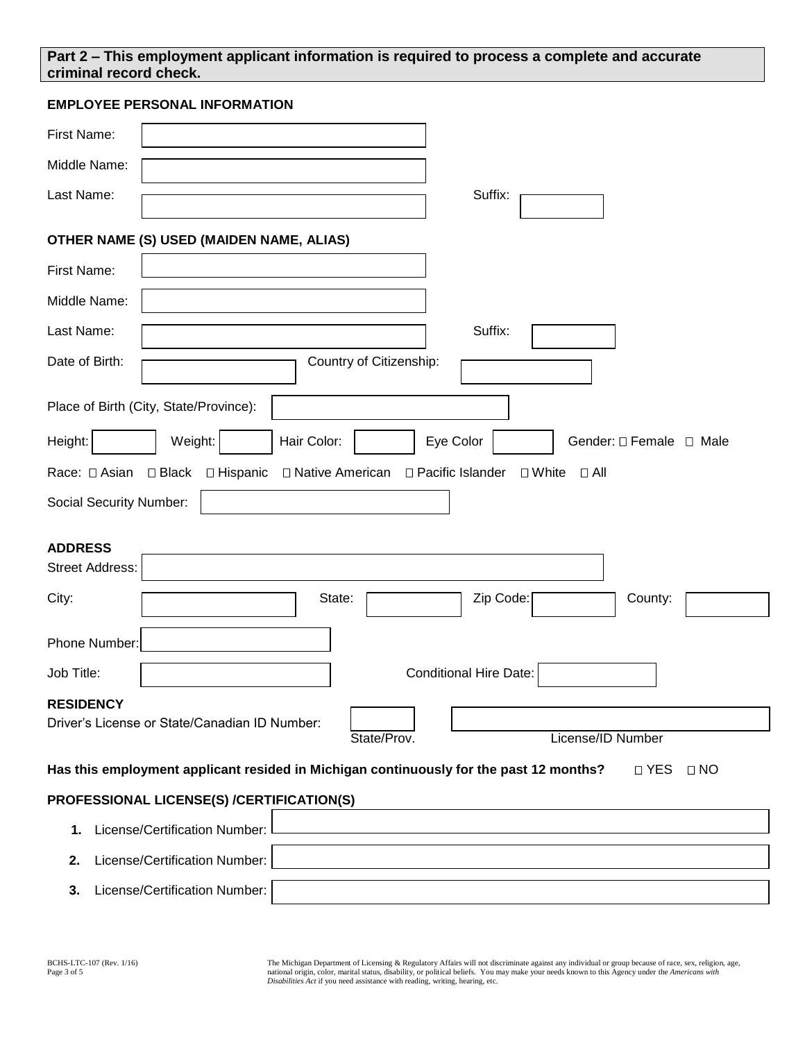**Part 2 – This employment applicant information is required to process a complete and accurate criminal record check.**

**EMPLOYEE PERSONAL INFORMATION**

First Name:

Middle Name:

Last Name: Suffix:

**OTHER NAME (S) USED (MAIDEN NAME, ALIAS)**

First Name:

Middle Name:

Last Name: Suffix:

Date of Birth: Country of Citizenship:

Place of Birth (City, State/Province):

Height: Weight: Hair Color: Eye Color Gender: ☐ Female ☐ Male

Race: ☐ Asian ☐ Black ☐ Hispanic ☐ Native American ☐ Pacific Islander ☐ White ☐ All

Social Security Number:

**ADDRESS**

Street Address:

City: State: Zip Code: County:

Phone Number:

Job Title: Conditional Hire Date:

**RESIDENCY**

Driver's License or State/Canadian ID Number: State/Prov. License/ID Number

**Has this employment applicant resided in Michigan continuously for the past 12 months?** ☐ YES ☐ NO

**PROFESSIONAL LICENSE(S) /CERTIFICATION(S)**

1. License/Certification Number:
2. License/Certification Number:
3. License/Certification Number:

BCHS-LTC-107 (Rev. 1/16)

The Michigan Department of Licensing & Regulatory Affairs will not discriminate against any individual or group because of race, sex, religion, age, national origin, color, marital status, disability, or political beliefs. You may make your needs known to this Agency under the *Americans with Disabilities Act* if you need assistance with reading, writing, hearing, etc.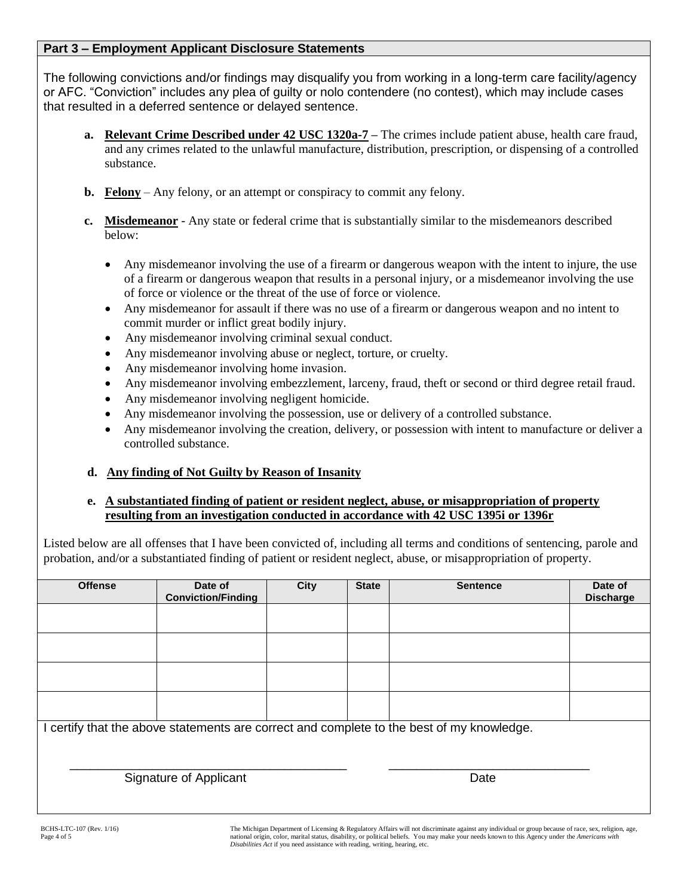## Part 3 – Employment Applicant Disclosure Statements

The following convictions and/or findings may disqualify you from working in a long-term care facility/agency or AFC. "Conviction" includes any plea of guilty or nolo contendere (no contest), which may include cases that resulted in a deferred sentence or delayed sentence.

**a.** **Relevant Crime Described under 42 USC 1320a-7** – The crimes include patient abuse, health care fraud, and any crimes related to the unlawful manufacture, distribution, prescription, or dispensing of a controlled substance.

**b.** **Felony** – Any felony, or an attempt or conspiracy to commit any felony.

**c.** **Misdemeanor** - Any state or federal crime that is substantially similar to the misdemeanors described below:

- Any misdemeanor involving the use of a firearm or dangerous weapon with the intent to injure, the use of a firearm or dangerous weapon that results in a personal injury, or a misdemeanor involving the use of force or violence or the threat of the use of force or violence.
- Any misdemeanor for assault if there was no use of a firearm or dangerous weapon and no intent to commit murder or inflict great bodily injury.
- Any misdemeanor involving criminal sexual conduct.
- Any misdemeanor involving abuse or neglect, torture, or cruelty.
- Any misdemeanor involving home invasion.
- Any misdemeanor involving embezzlement, larceny, fraud, theft or second or third degree retail fraud.
- Any misdemeanor involving negligent homicide.
- Any misdemeanor involving the possession, use or delivery of a controlled substance.
- Any misdemeanor involving the creation, delivery, or possession with intent to manufacture or deliver a controlled substance.

**d.** **Any finding of Not Guilty by Reason of Insanity**

**e.** **A substantiated finding of patient or resident neglect, abuse, or misappropriation of property resulting from an investigation conducted in accordance with 42 USC 1395i or 1396r**

Listed below are all offenses that I have been convicted of, including all terms and conditions of sentencing, parole and probation, and/or a substantiated finding of patient or resident neglect, abuse, or misappropriation of property.

| Offense | Date of Conviction/Finding | City | State | Sentence | Date of Discharge |
|---|---|---|---|---|---|
| | | | | | |
| | | | | | |
| | | | | | |
| | | | | | |

I certify that the above statements are correct and complete to the best of my knowledge.

\_\_\_\_\_\_\_\_\_\_\_\_\_\_\_\_\_\_\_\_\_\_\_\_\_\_\_\_\_\_\_\_\_\_\_\_\_\_\_\_ Signature of Applicant

\_\_\_\_\_\_\_\_\_\_\_\_\_\_\_\_\_\_\_\_\_\_\_\_\_\_\_\_\_\_ Date

BCHS-LTC-107 (Rev. 1/16)

The Michigan Department of Licensing & Regulatory Affairs will not discriminate against any individual or group because of race, sex, religion, age, national origin, color, marital status, disability, or political beliefs. You may make your needs known to this Agency under the *Americans with Disabilities Act* if you need assistance with reading, writing, hearing, etc.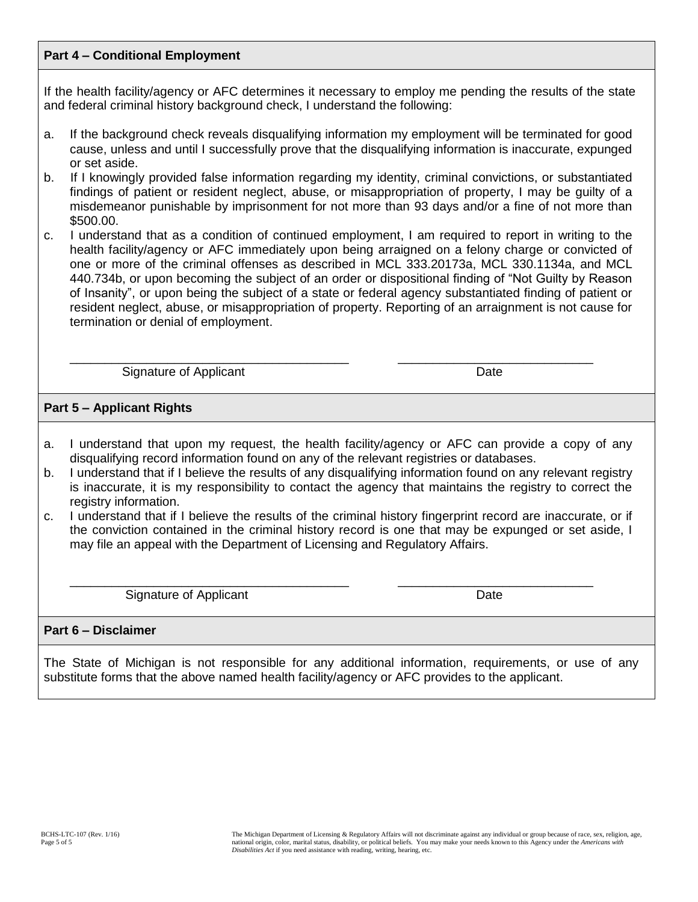**Part 4 – Conditional Employment**

If the health facility/agency or AFC determines it necessary to employ me pending the results of the state and federal criminal history background check, I understand the following:

a. If the background check reveals disqualifying information my employment will be terminated for good cause, unless and until I successfully prove that the disqualifying information is inaccurate, expunged or set aside.
b. If I knowingly provided false information regarding my identity, criminal convictions, or substantiated findings of patient or resident neglect, abuse, or misappropriation of property, I may be guilty of a misdemeanor punishable by imprisonment for not more than 93 days and/or a fine of not more than $500.00.
c. I understand that as a condition of continued employment, I am required to report in writing to the health facility/agency or AFC immediately upon being arraigned on a felony charge or convicted of one or more of the criminal offenses as described in MCL 333.20173a, MCL 330.1134a, and MCL 440.734b, or upon becoming the subject of an order or dispositional finding of "Not Guilty by Reason of Insanity", or upon being the subject of a state or federal agency substantiated finding of patient or resident neglect, abuse, or misappropriation of property. Reporting of an arraignment is not cause for termination or denial of employment.

________________________________________ ____________________________

Signature of Applicant Date

**Part 5 – Applicant Rights**

a. I understand that upon my request, the health facility/agency or AFC can provide a copy of any disqualifying record information found on any of the relevant registries or databases.
b. I understand that if I believe the results of any disqualifying information found on any relevant registry is inaccurate, it is my responsibility to contact the agency that maintains the registry to correct the registry information.
c. I understand that if I believe the results of the criminal history fingerprint record are inaccurate, or if the conviction contained in the criminal history record is one that may be expunged or set aside, I may file an appeal with the Department of Licensing and Regulatory Affairs.

________________________________________ ____________________________

Signature of Applicant Date

**Part 6 – Disclaimer**

The State of Michigan is not responsible for any additional information, requirements, or use of any substitute forms that the above named health facility/agency or AFC provides to the applicant.

BCHS-LTC-107 (Rev. 1/16)

The Michigan Department of Licensing & Regulatory Affairs will not discriminate against any individual or group because of race, sex, religion, age, national origin, color, marital status, disability, or political beliefs. You may make your needs known to this Agency under the *Americans with Disabilities Act* if you need assistance with reading, writing, hearing, etc.